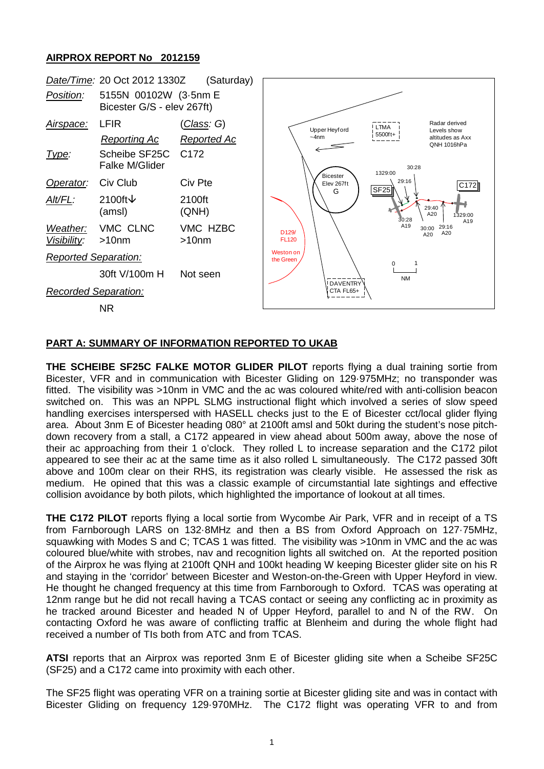## AIRPROX REPORT No 2012159

| | | |
|---|---|---|
| *Date/Time:* | 20 Oct 2012 1330Z | (Saturday) |
| *Position:* | 5155N 00102W (3·5nm E Bicester G/S - elev 267ft) | |
| *Airspace:* | LFIR | (*Class*: G) |
| | *Reporting Ac* | *Reported Ac* |
| *Type:* | Scheibe SF25C Falke M/Glider | C172 |
| *Operator:* | Civ Club | Civ Pte |
| *Alt/FL:* | 2100ft↓ (amsl) | 2100ft (QNH) |
| *Weather:* | VMC CLNC | VMC HZBC |
| *Visibility:* | >10nm | >10nm |
| *Reported Separation:* | | |
| | 30ft V/100m H | Not seen |
| *Recorded Separation:* | | |
| | NR | |

## PART A: SUMMARY OF INFORMATION REPORTED TO UKAB

**THE SCHEIBE SF25C FALKE MOTOR GLIDER PILOT** reports flying a dual training sortie from Bicester, VFR and in communication with Bicester Gliding on 129·975MHz; no transponder was fitted. The visibility was >10nm in VMC and the ac was coloured white/red with anti-collision beacon switched on. This was an NPPL SLMG instructional flight which involved a series of slow speed handling exercises interspersed with HASELL checks just to the E of Bicester cct/local glider flying area. About 3nm E of Bicester heading 080° at 2100ft amsl and 50kt during the student's nose pitch-down recovery from a stall, a C172 appeared in view ahead about 500m away, above the nose of their ac approaching from their 1 o'clock. They rolled L to increase separation and the C172 pilot appeared to see their ac at the same time as it also rolled L simultaneously. The C172 passed 30ft above and 100m clear on their RHS, its registration was clearly visible. He assessed the risk as medium. He opined that this was a classic example of circumstantial late sightings and effective collision avoidance by both pilots, which highlighted the importance of lookout at all times.

**THE C172 PILOT** reports flying a local sortie from Wycombe Air Park, VFR and in receipt of a TS from Farnborough LARS on 132·8MHz and then a BS from Oxford Approach on 127·75MHz, squawking with Modes S and C; TCAS 1 was fitted. The visibility was >10nm in VMC and the ac was coloured blue/white with strobes, nav and recognition lights all switched on. At the reported position of the Airprox he was flying at 2100ft QNH and 100kt heading W keeping Bicester glider site on his R and staying in the 'corridor' between Bicester and Weston-on-the-Green with Upper Heyford in view. He thought he changed frequency at this time from Farnborough to Oxford. TCAS was operating at 12nm range but he did not recall having a TCAS contact or seeing any conflicting ac in proximity as he tracked around Bicester and headed N of Upper Heyford, parallel to and N of the RW. On contacting Oxford he was aware of conflicting traffic at Blenheim and during the whole flight had received a number of TIs both from ATC and from TCAS.

**ATSI** reports that an Airprox was reported 3nm E of Bicester gliding site when a Scheibe SF25C (SF25) and a C172 came into proximity with each other.

The SF25 flight was operating VFR on a training sortie at Bicester gliding site and was in contact with Bicester Gliding on frequency 129·970MHz. The C172 flight was operating VFR to and from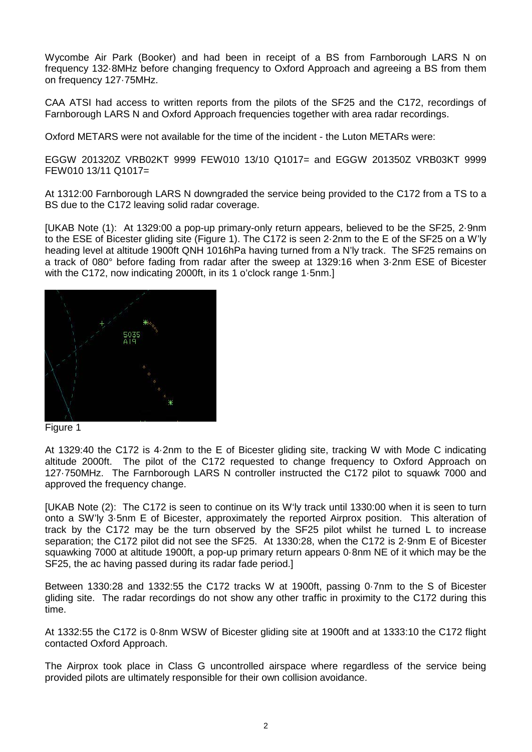Wycombe Air Park (Booker) and had been in receipt of a BS from Farnborough LARS N on frequency 132·8MHz before changing frequency to Oxford Approach and agreeing a BS from them on frequency 127·75MHz.

CAA ATSI had access to written reports from the pilots of the SF25 and the C172, recordings of Farnborough LARS N and Oxford Approach frequencies together with area radar recordings.

Oxford METARS were not available for the time of the incident - the Luton METARs were:

EGGW 201320Z VRB02KT 9999 FEW010 13/10 Q1017= and EGGW 201350Z VRB03KT 9999 FEW010 13/11 Q1017=

At 1312:00 Farnborough LARS N downgraded the service being provided to the C172 from a TS to a BS due to the C172 leaving solid radar coverage.

[UKAB Note (1): At 1329:00 a pop-up primary-only return appears, believed to be the SF25, 2·9nm to the ESE of Bicester gliding site (Figure 1). The C172 is seen 2·2nm to the E of the SF25 on a W'ly heading level at altitude 1900ft QNH 1016hPa having turned from a N'ly track. The SF25 remains on a track of 080° before fading from radar after the sweep at 1329:16 when 3·2nm ESE of Bicester with the C172, now indicating 2000ft, in its 1 o'clock range 1·5nm.]

Figure 1

At 1329:40 the C172 is 4·2nm to the E of Bicester gliding site, tracking W with Mode C indicating altitude 2000ft. The pilot of the C172 requested to change frequency to Oxford Approach on 127·750MHz. The Farnborough LARS N controller instructed the C172 pilot to squawk 7000 and approved the frequency change.

[UKAB Note (2): The C172 is seen to continue on its W'ly track until 1330:00 when it is seen to turn onto a SW'ly 3·5nm E of Bicester, approximately the reported Airprox position. This alteration of track by the C172 may be the turn observed by the SF25 pilot whilst he turned L to increase separation; the C172 pilot did not see the SF25. At 1330:28, when the C172 is 2·9nm E of Bicester squawking 7000 at altitude 1900ft, a pop-up primary return appears 0·8nm NE of it which may be the SF25, the ac having passed during its radar fade period.]

Between 1330:28 and 1332:55 the C172 tracks W at 1900ft, passing 0·7nm to the S of Bicester gliding site. The radar recordings do not show any other traffic in proximity to the C172 during this time.

At 1332:55 the C172 is 0·8nm WSW of Bicester gliding site at 1900ft and at 1333:10 the C172 flight contacted Oxford Approach.

The Airprox took place in Class G uncontrolled airspace where regardless of the service being provided pilots are ultimately responsible for their own collision avoidance.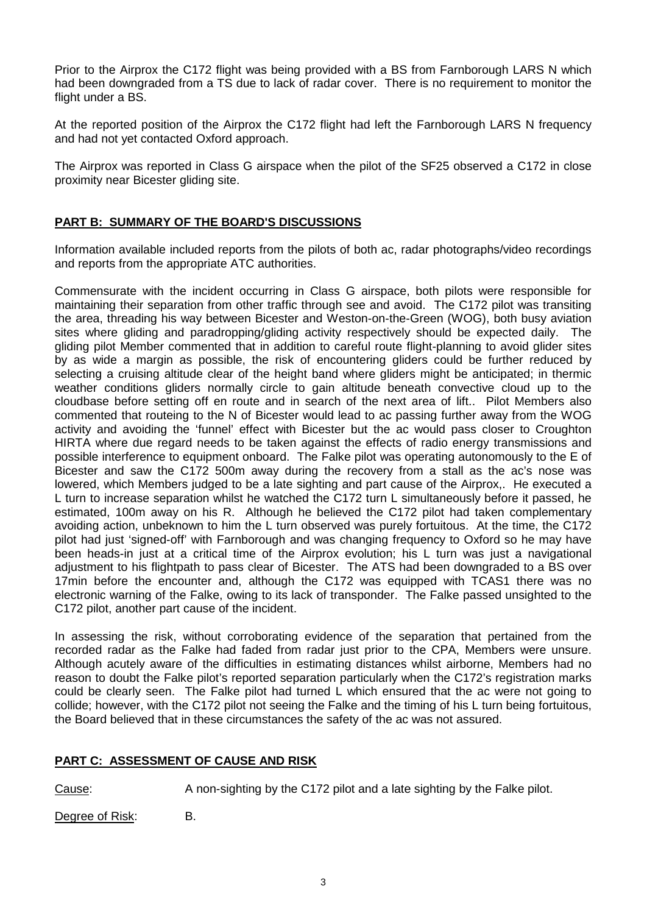Prior to the Airprox the C172 flight was being provided with a BS from Farnborough LARS N which had been downgraded from a TS due to lack of radar cover. There is no requirement to monitor the flight under a BS.

At the reported position of the Airprox the C172 flight had left the Farnborough LARS N frequency and had not yet contacted Oxford approach.

The Airprox was reported in Class G airspace when the pilot of the SF25 observed a C172 in close proximity near Bicester gliding site.

## PART B: SUMMARY OF THE BOARD'S DISCUSSIONS

Information available included reports from the pilots of both ac, radar photographs/video recordings and reports from the appropriate ATC authorities.

Commensurate with the incident occurring in Class G airspace, both pilots were responsible for maintaining their separation from other traffic through see and avoid. The C172 pilot was transiting the area, threading his way between Bicester and Weston-on-the-Green (WOG), both busy aviation sites where gliding and paradropping/gliding activity respectively should be expected daily. The gliding pilot Member commented that in addition to careful route flight-planning to avoid glider sites by as wide a margin as possible, the risk of encountering gliders could be further reduced by selecting a cruising altitude clear of the height band where gliders might be anticipated; in thermic weather conditions gliders normally circle to gain altitude beneath convective cloud up to the cloudbase before setting off en route and in search of the next area of lift.. Pilot Members also commented that routeing to the N of Bicester would lead to ac passing further away from the WOG activity and avoiding the 'funnel' effect with Bicester but the ac would pass closer to Croughton HIRTA where due regard needs to be taken against the effects of radio energy transmissions and possible interference to equipment onboard. The Falke pilot was operating autonomously to the E of Bicester and saw the C172 500m away during the recovery from a stall as the ac's nose was lowered, which Members judged to be a late sighting and part cause of the Airprox,. He executed a L turn to increase separation whilst he watched the C172 turn L simultaneously before it passed, he estimated, 100m away on his R. Although he believed the C172 pilot had taken complementary avoiding action, unbeknown to him the L turn observed was purely fortuitous. At the time, the C172 pilot had just 'signed-off' with Farnborough and was changing frequency to Oxford so he may have been heads-in just at a critical time of the Airprox evolution; his L turn was just a navigational adjustment to his flightpath to pass clear of Bicester. The ATS had been downgraded to a BS over 17min before the encounter and, although the C172 was equipped with TCAS1 there was no electronic warning of the Falke, owing to its lack of transponder. The Falke passed unsighted to the C172 pilot, another part cause of the incident.

In assessing the risk, without corroborating evidence of the separation that pertained from the recorded radar as the Falke had faded from radar just prior to the CPA, Members were unsure. Although acutely aware of the difficulties in estimating distances whilst airborne, Members had no reason to doubt the Falke pilot's reported separation particularly when the C172's registration marks could be clearly seen. The Falke pilot had turned L which ensured that the ac were not going to collide; however, with the C172 pilot not seeing the Falke and the timing of his L turn being fortuitous, the Board believed that in these circumstances the safety of the ac was not assured.

## PART C: ASSESSMENT OF CAUSE AND RISK

Cause: A non-sighting by the C172 pilot and a late sighting by the Falke pilot.

Degree of Risk: B.